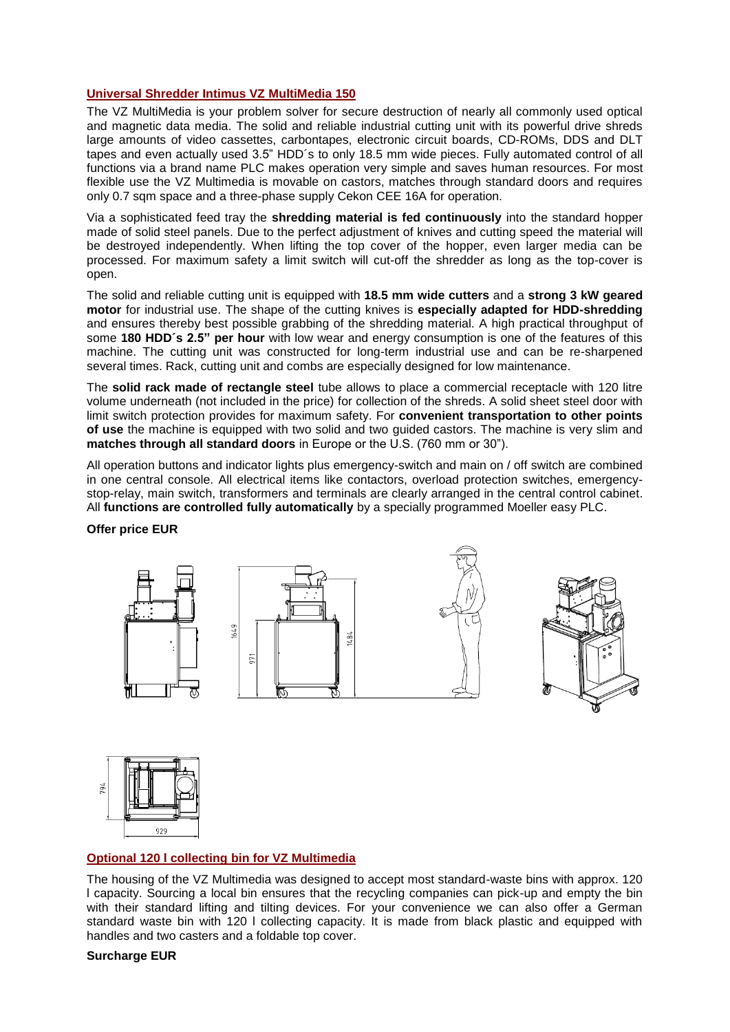## Universal Shredder Intimus VZ MultiMedia 150

The VZ MultiMedia is your problem solver for secure destruction of nearly all commonly used optical and magnetic data media. The solid and reliable industrial cutting unit with its powerful drive shreds large amounts of video cassettes, carbontapes, electronic circuit boards, CD-ROMs, DDS and DLT tapes and even actually used 3.5" HDD´s to only 18.5 mm wide pieces. Fully automated control of all functions via a brand name PLC makes operation very simple and saves human resources. For most flexible use the VZ Multimedia is movable on castors, matches through standard doors and requires only 0.7 sqm space and a three-phase supply Cekon CEE 16A for operation.

Via a sophisticated feed tray the **shredding material is fed continuously** into the standard hopper made of solid steel panels. Due to the perfect adjustment of knives and cutting speed the material will be destroyed independently. When lifting the top cover of the hopper, even larger media can be processed. For maximum safety a limit switch will cut-off the shredder as long as the top-cover is open.

The solid and reliable cutting unit is equipped with **18.5 mm wide cutters** and a **strong 3 kW geared motor** for industrial use. The shape of the cutting knives is **especially adapted for HDD-shredding** and ensures thereby best possible grabbing of the shredding material. A high practical throughput of some **180 HDD´s 2.5" per hour** with low wear and energy consumption is one of the features of this machine. The cutting unit was constructed for long-term industrial use and can be re-sharpened several times. Rack, cutting unit and combs are especially designed for low maintenance.

The **solid rack made of rectangle steel** tube allows to place a commercial receptacle with 120 litre volume underneath (not included in the price) for collection of the shreds. A solid sheet steel door with limit switch protection provides for maximum safety. For **convenient transportation to other points of use** the machine is equipped with two solid and two guided castors. The machine is very slim and **matches through all standard doors** in Europe or the U.S. (760 mm or 30").

All operation buttons and indicator lights plus emergency-switch and main on / off switch are combined in one central console. All electrical items like contactors, overload protection switches, emergency-stop-relay, main switch, transformers and terminals are clearly arranged in the central control cabinet. All **functions are controlled fully automatically** by a specially programmed Moeller easy PLC.

**Offer price EUR**

## Optional 120 l collecting bin for VZ Multimedia

The housing of the VZ Multimedia was designed to accept most standard-waste bins with approx. 120 l capacity. Sourcing a local bin ensures that the recycling companies can pick-up and empty the bin with their standard lifting and tilting devices. For your convenience we can also offer a German standard waste bin with 120 l collecting capacity. It is made from black plastic and equipped with handles and two casters and a foldable top cover.

**Surcharge EUR**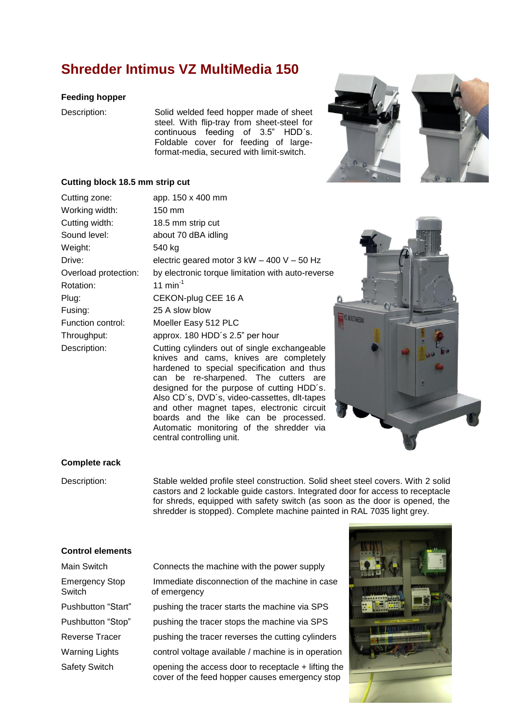# Shredder Intimus VZ MultiMedia 150

### Feeding hopper

| | |
|---|---|
| Description: | Solid welded feed hopper made of sheet steel. With flip-tray from sheet-steel for continuous feeding of 3.5" HDD´s. Foldable cover for feeding of large-format-media, secured with limit-switch. |

### Cutting block 18.5 mm strip cut

| | |
|---|---|
| Cutting zone: | app. 150 x 400 mm |
| Working width: | 150 mm |
| Cutting width: | 18.5 mm strip cut |
| Sound level: | about 70 dBA idling |
| Weight: | 540 kg |
| Drive: | electric geared motor 3 kW – 400 V – 50 Hz |
| Overload protection: | by electronic torque limitation with auto-reverse |
| Rotation: | 11 $min^{-1}$ |
| Plug: | CEKON-plug CEE 16 A |
| Fusing: | 25 A slow blow |
| Function control: | Moeller Easy 512 PLC |
| Throughput: | approx. 180 HDD´s 2.5" per hour |
| Description: | Cutting cylinders out of single exchangeable knives and cams, knives are completely hardened to special specification and thus can be re-sharpened. The cutters are designed for the purpose of cutting HDD´s. Also CD´s, DVD´s, video-cassettes, dlt-tapes and other magnet tapes, electronic circuit boards and the like can be processed. Automatic monitoring of the shredder via central controlling unit. |

### Complete rack

| | |
|---|---|
| Description: | Stable welded profile steel construction. Solid sheet steel covers. With 2 solid castors and 2 lockable guide castors. Integrated door for access to receptacle for shreds, equipped with safety switch (as soon as the door is opened, the shredder is stopped). Complete machine painted in RAL 7035 light grey. |

### Control elements

| | |
|---|---|
| Main Switch | Connects the machine with the power supply |
| Emergency Stop Switch | Immediate disconnection of the machine in case of emergency |
| Pushbutton "Start" | pushing the tracer starts the machine via SPS |
| Pushbutton "Stop" | pushing the tracer stops the machine via SPS |
| Reverse Tracer | pushing the tracer reverses the cutting cylinders |
| Warning Lights | control voltage available / machine is in operation |
| Safety Switch | opening the access door to receptacle + lifting the cover of the feed hopper causes emergency stop |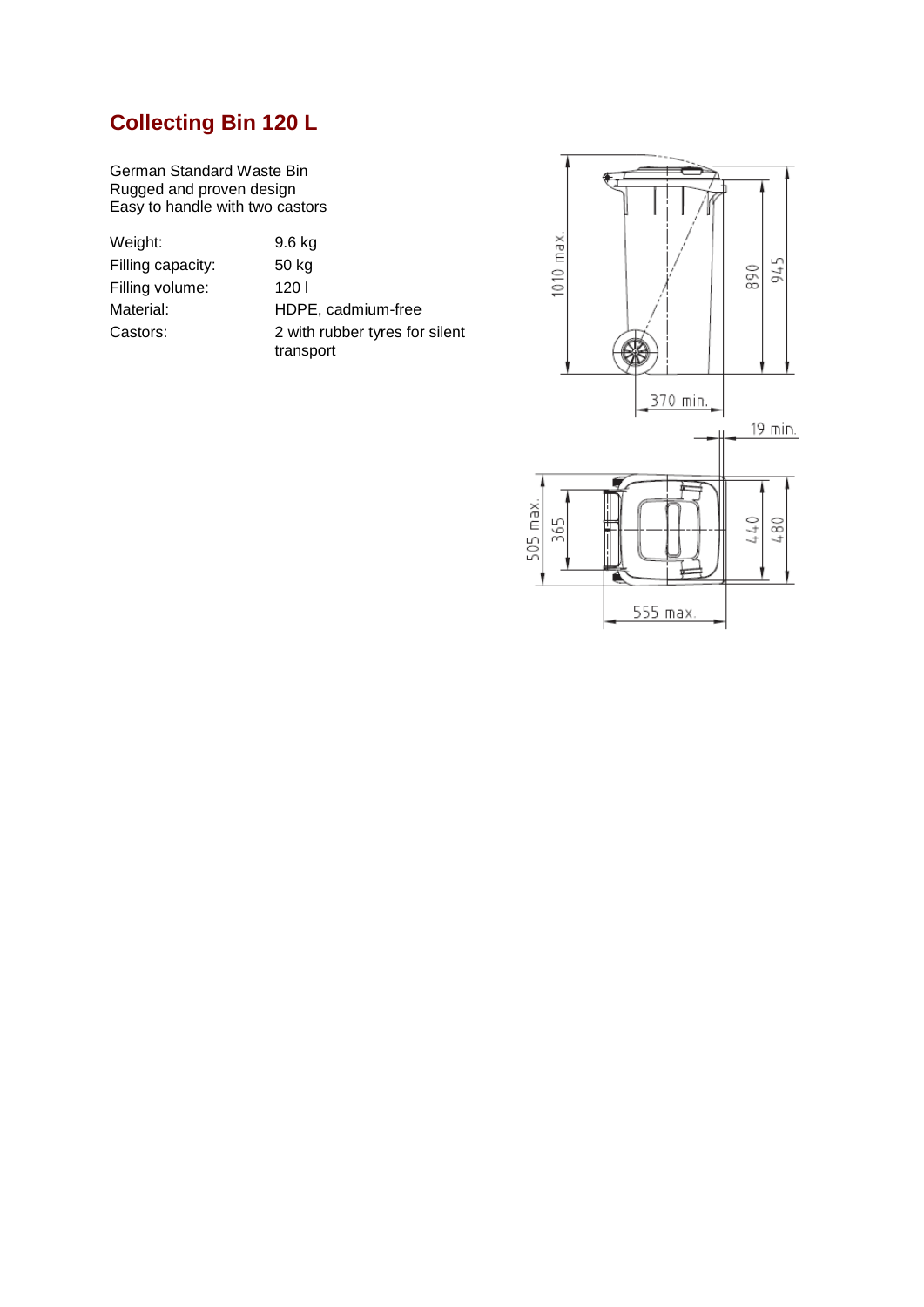# Collecting Bin 120 L

German Standard Waste Bin
Rugged and proven design
Easy to handle with two castors

| | |
|---|---|
| Weight: | 9.6 kg |
| Filling capacity: | 50 kg |
| Filling volume: | 120 l |
| Material: | HDPE, cadmium-free |
| Castors: | 2 with rubber tyres for silent transport |

1010 max.
890
945
370 min.
19 min.
505 max.
365
440
480
555 max.